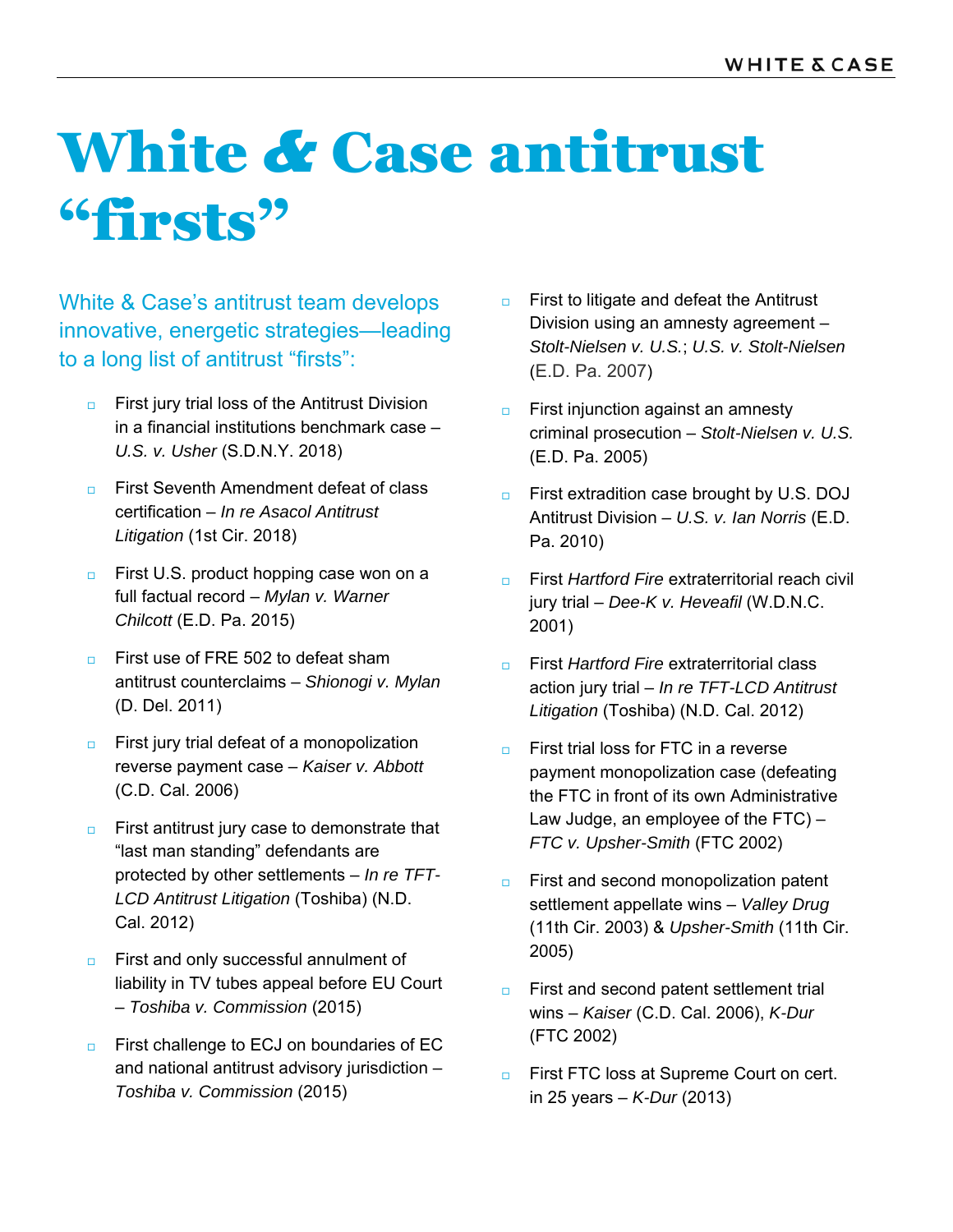# White & Case antitrust "firsts"

White & Case's antitrust team develops innovative, energetic strategies—leading to a long list of antitrust "firsts":

- First jury trial loss of the Antitrust Division in a financial institutions benchmark case – *U.S. v. Usher* (S.D.N.Y. 2018)
- First Seventh Amendment defeat of class certification – *In re Asacol Antitrust Litigation* (1st Cir. 2018)
- First U.S. product hopping case won on a full factual record – *Mylan v. Warner Chilcott* (E.D. Pa. 2015)
- First use of FRE 502 to defeat sham antitrust counterclaims – *Shionogi v. Mylan* (D. Del. 2011)
- First jury trial defeat of a monopolization reverse payment case – *Kaiser v. Abbott* (C.D. Cal. 2006)
- First antitrust jury case to demonstrate that "last man standing" defendants are protected by other settlements – *In re TFT-LCD Antitrust Litigation* (Toshiba) (N.D. Cal. 2012)
- First and only successful annulment of liability in TV tubes appeal before EU Court – *Toshiba v. Commission* (2015)
- First challenge to ECJ on boundaries of EC and national antitrust advisory jurisdiction – *Toshiba v. Commission* (2015)
- First to litigate and defeat the Antitrust Division using an amnesty agreement – *Stolt-Nielsen v. U.S.*; *U.S. v. Stolt-Nielsen* (E.D. Pa. 2007)
- First injunction against an amnesty criminal prosecution – *Stolt-Nielsen v. U.S.* (E.D. Pa. 2005)
- First extradition case brought by U.S. DOJ Antitrust Division – *U.S. v. Ian Norris* (E.D. Pa. 2010)
- First *Hartford Fire* extraterritorial reach civil jury trial – *Dee-K v. Heveafil* (W.D.N.C. 2001)
- First *Hartford Fire* extraterritorial class action jury trial – *In re TFT-LCD Antitrust Litigation* (Toshiba) (N.D. Cal. 2012)
- First trial loss for FTC in a reverse payment monopolization case (defeating the FTC in front of its own Administrative Law Judge, an employee of the FTC) – *FTC v. Upsher-Smith* (FTC 2002)
- First and second monopolization patent settlement appellate wins – *Valley Drug* (11th Cir. 2003) & *Upsher-Smith* (11th Cir. 2005)
- First and second patent settlement trial wins – *Kaiser* (C.D. Cal. 2006), *K-Dur* (FTC 2002)
- First FTC loss at Supreme Court on cert. in 25 years – *K-Dur* (2013)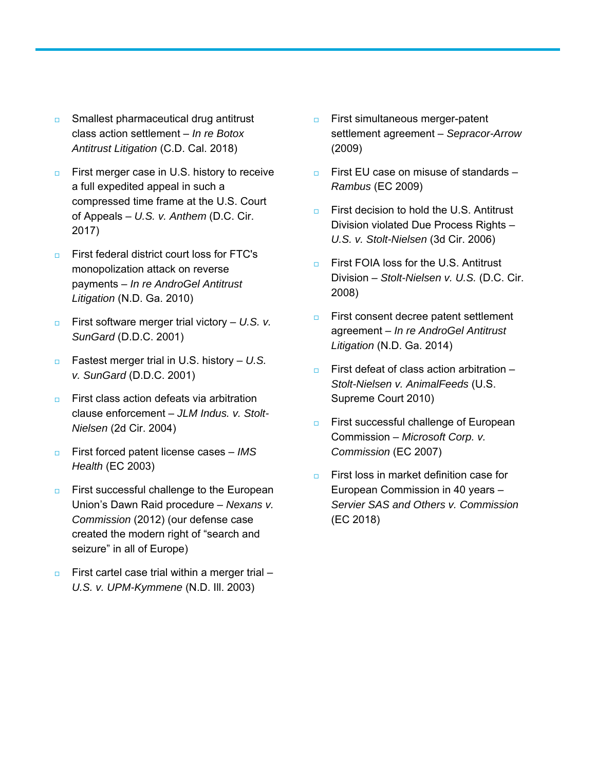- Smallest pharmaceutical drug antitrust class action settlement – *In re Botox Antitrust Litigation* (C.D. Cal. 2018)
- First merger case in U.S. history to receive a full expedited appeal in such a compressed time frame at the U.S. Court of Appeals – *U.S. v. Anthem* (D.C. Cir. 2017)
- First federal district court loss for FTC's monopolization attack on reverse payments – *In re AndroGel Antitrust Litigation* (N.D. Ga. 2010)
- First software merger trial victory – *U.S. v. SunGard* (D.D.C. 2001)
- Fastest merger trial in U.S. history – *U.S. v. SunGard* (D.D.C. 2001)
- First class action defeats via arbitration clause enforcement – *JLM Indus. v. Stolt-Nielsen* (2d Cir. 2004)
- First forced patent license cases – *IMS Health* (EC 2003)
- First successful challenge to the European Union's Dawn Raid procedure – *Nexans v. Commission* (2012) (our defense case created the modern right of "search and seizure" in all of Europe)
- First cartel case trial within a merger trial – *U.S. v. UPM-Kymmene* (N.D. Ill. 2003)
- First simultaneous merger-patent settlement agreement – *Sepracor-Arrow* (2009)
- First EU case on misuse of standards – *Rambus* (EC 2009)
- First decision to hold the U.S. Antitrust Division violated Due Process Rights – *U.S. v. Stolt-Nielsen* (3d Cir. 2006)
- First FOIA loss for the U.S. Antitrust Division – *Stolt-Nielsen v. U.S.* (D.C. Cir. 2008)
- First consent decree patent settlement agreement – *In re AndroGel Antitrust Litigation* (N.D. Ga. 2014)
- First defeat of class action arbitration – *Stolt-Nielsen v. AnimalFeeds* (U.S. Supreme Court 2010)
- First successful challenge of European Commission – *Microsoft Corp. v. Commission* (EC 2007)
- First loss in market definition case for European Commission in 40 years – *Servier SAS and Others v. Commission* (EC 2018)